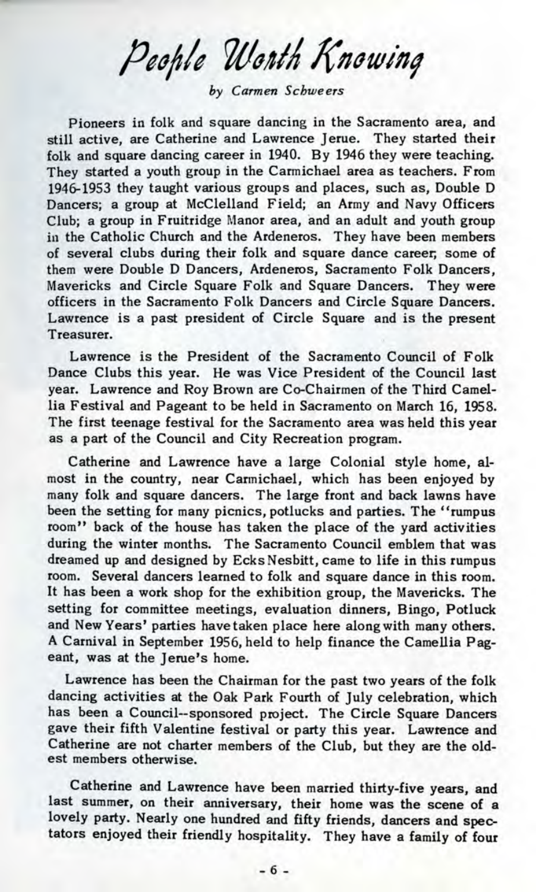# People Worth Knowing

*by Carmen Schweers*

Pioneers in folk and square dancing in the Sacramento area, and still active, are Catherine and Lawrence Jerue. They started their folk and square dancing career in 1940. By 1946 they were teaching. They started a youth group in the Carmichael area as teachers. From 1946-1953 they taught various groups and places, such as, Double D Dancers; a group at McClelland Field; an Army and Navy Officers Club; a group in Fruitridge Manor area, and an adult and youth group in the Catholic Church and the Ardeneros. They have been members of several clubs during their folk and square dance career, some of them were Double D Dancers, Ardeneros, Sacramento Folk Dancers, Mavericks and Circle Square Folk and Square Dancers. They were officers in the Sacramento Folk Dancers and Circle Square Dancers. Lawrence is a past president of Circle Square and is the present Treasurer.

Lawrence is the President of the Sacramento Council of Folk Dance Clubs this year. He was Vice President of the Council last year. Lawrence and Roy Brown are Co-Chairmen of the Third Camellia Festival and Pageant to be held in Sacramento on March 16, 1958. The first teenage festival for the Sacramento area was held this year as a part of the Council and City Recreation program.

Catherine and Lawrence have a large Colonial style home, almost in the country, near Carmichael, which has been enjoyed by many folk and square dancers. The large front and back lawns have been the setting for many picnics, potlucks and parties. The "rumpus room" back of the house has taken the place of the yard activities during the winter months. The Sacramento Council emblem that was dreamed up and designed by Ecks Nesbitt, came to life in this rumpus room. Several dancers learned to folk and square dance in this room. It has been a work shop for the exhibition group, the Mavericks. The setting for committee meetings, evaluation dinners, Bingo, Potluck and New Years' parties have taken place here along with many others. A Carnival in September 1956, held to help finance the Camellia Pageant, was at the Jerue's home.

Lawrence has been the Chairman for the past two years of the folk dancing activities at the Oak Park Fourth of July celebration, which has been a Council--sponsored project. The Circle Square Dancers gave their fifth Valentine festival or party this year. Lawrence and Catherine are not charter members of the Club, but they are the oldest members otherwise.

Catherine and Lawrence have been married thirty-five years, and last summer, on their anniversary, their home was the scene of a lovely party. Nearly one hundred and fifty friends, dancers and spectators enjoyed their friendly hospitality. They have a family of four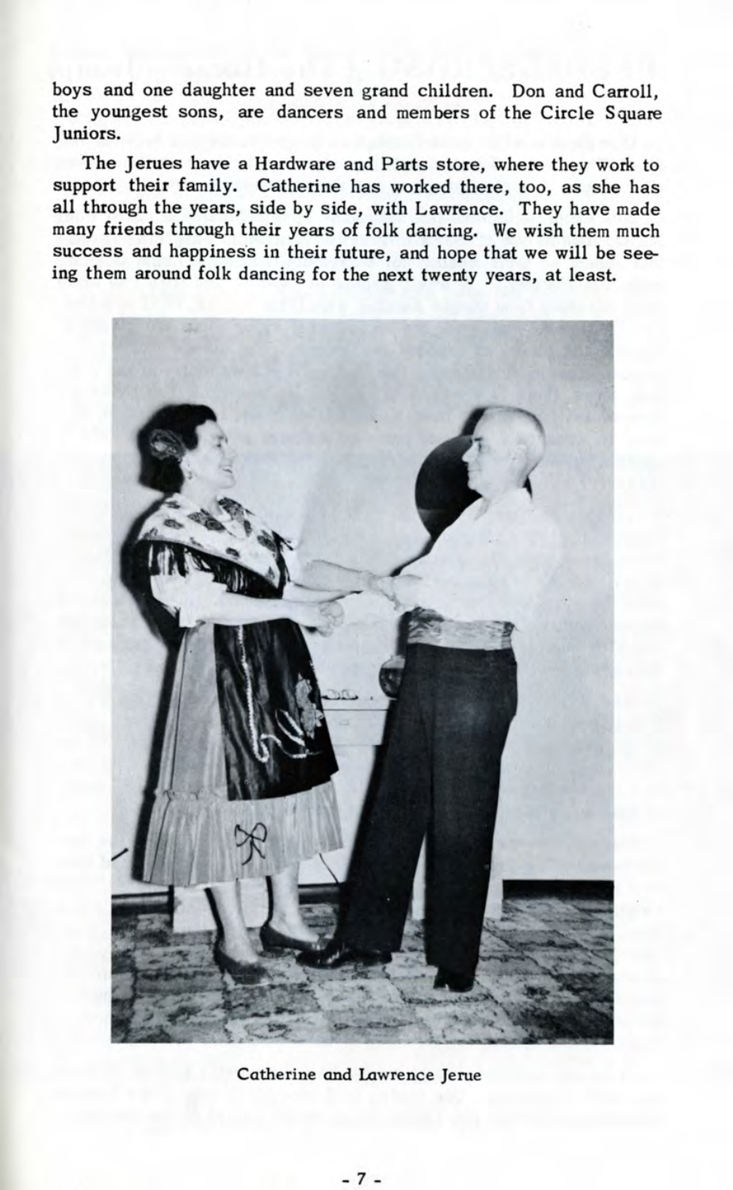boys and one daughter and seven grand children. Don and Carroll, the youngest sons, are dancers and members of the Circle Square Juniors.

The Jerues have a Hardware and Parts store, where they work to support their family. Catherine has worked there, too, as she has all through the years, side by side, with Lawrence. They have made many friends through their years of folk dancing. We wish them much success and happiness in their future, and hope that we will be seeing them around folk dancing for the next twenty years, at least.

Catherine and Lawrence Jerue